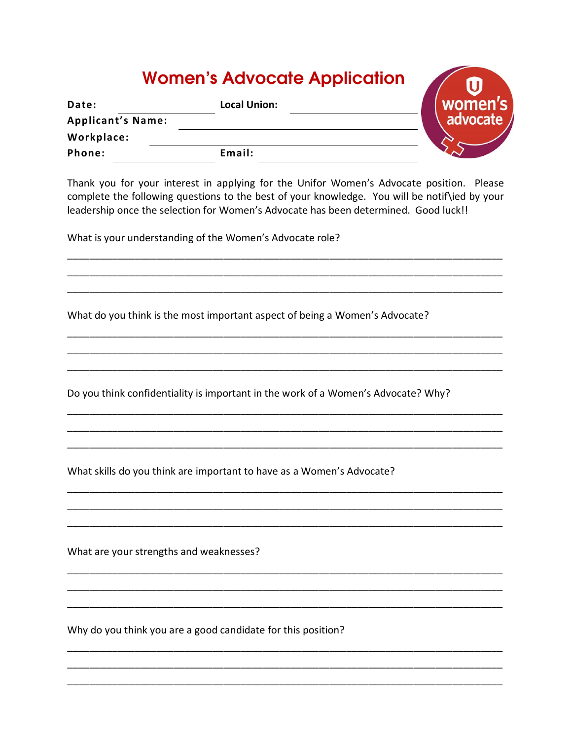# Women's Advocate Application

**Date:** ____________________ **Local Union:** ____________________

**Applicant's Name:** ________________________________________

**Workplace:** ________________________________________

**Phone:** ____________________ **Email:** ____________________

Thank you for your interest in applying for the Unifor Women's Advocate position. Please complete the following questions to the best of your knowledge. You will be notif\ied by your leadership once the selection for Women's Advocate has been determined. Good luck!!

What is your understanding of the Women's Advocate role?

______________________________________________________________________________

______________________________________________________________________________

______________________________________________________________________________

What do you think is the most important aspect of being a Women's Advocate?

______________________________________________________________________________

______________________________________________________________________________

______________________________________________________________________________

Do you think confidentiality is important in the work of a Women's Advocate? Why?

______________________________________________________________________________

______________________________________________________________________________

______________________________________________________________________________

What skills do you think are important to have as a Women's Advocate?

______________________________________________________________________________

______________________________________________________________________________

______________________________________________________________________________

What are your strengths and weaknesses?

______________________________________________________________________________

______________________________________________________________________________

______________________________________________________________________________

Why do you think you are a good candidate for this position?

______________________________________________________________________________

______________________________________________________________________________

______________________________________________________________________________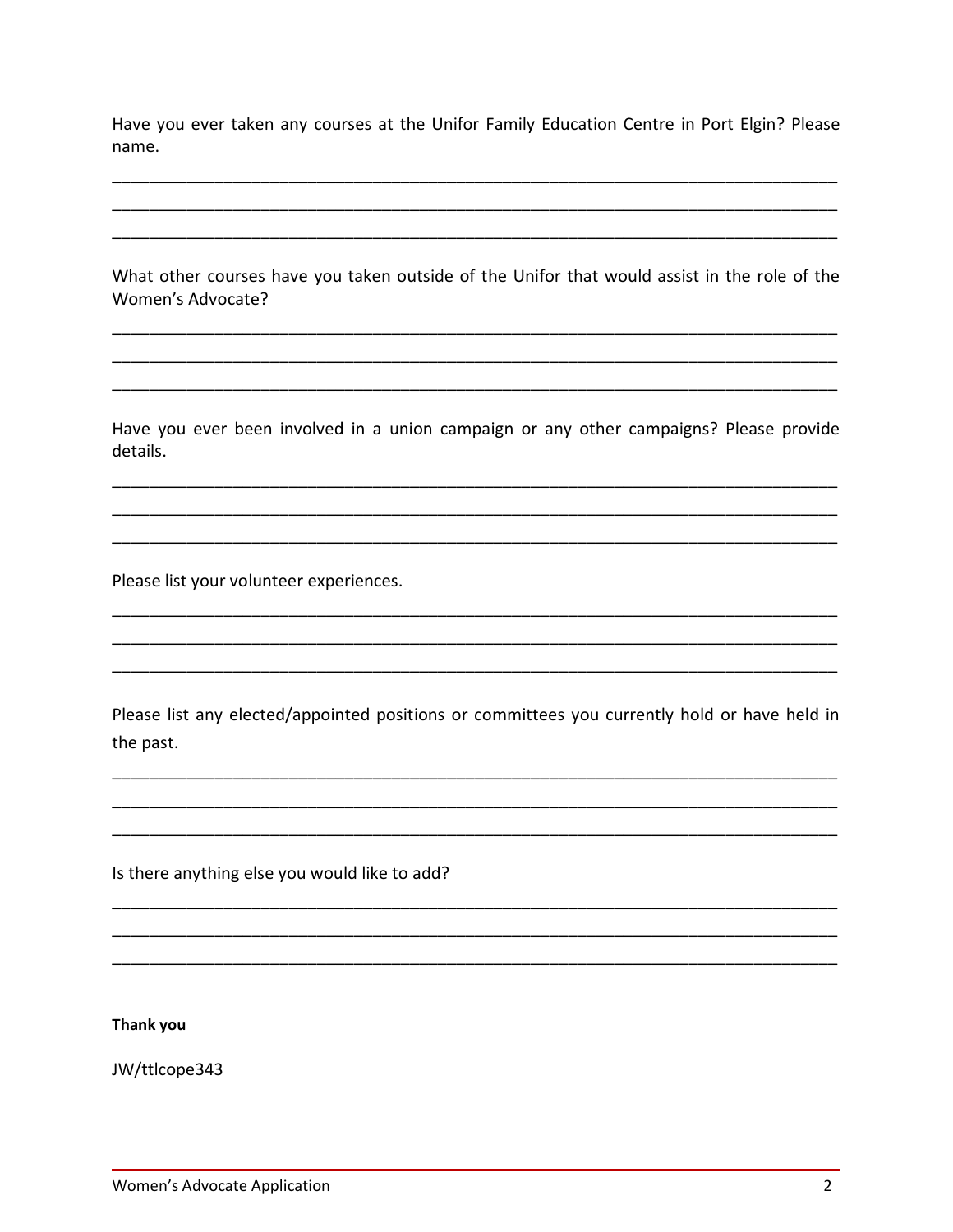Have you ever taken any courses at the Unifor Family Education Centre in Port Elgin? Please name.

______________________________________________________________________________
______________________________________________________________________________
______________________________________________________________________________

What other courses have you taken outside of the Unifor that would assist in the role of the Women's Advocate?

______________________________________________________________________________
______________________________________________________________________________
______________________________________________________________________________

Have you ever been involved in a union campaign or any other campaigns? Please provide details.

______________________________________________________________________________
______________________________________________________________________________
______________________________________________________________________________

Please list your volunteer experiences.

______________________________________________________________________________
______________________________________________________________________________
______________________________________________________________________________

Please list any elected/appointed positions or committees you currently hold or have held in the past.

______________________________________________________________________________
______________________________________________________________________________
______________________________________________________________________________

Is there anything else you would like to add?

______________________________________________________________________________
______________________________________________________________________________
______________________________________________________________________________

**Thank you**

JW/ttlcope343